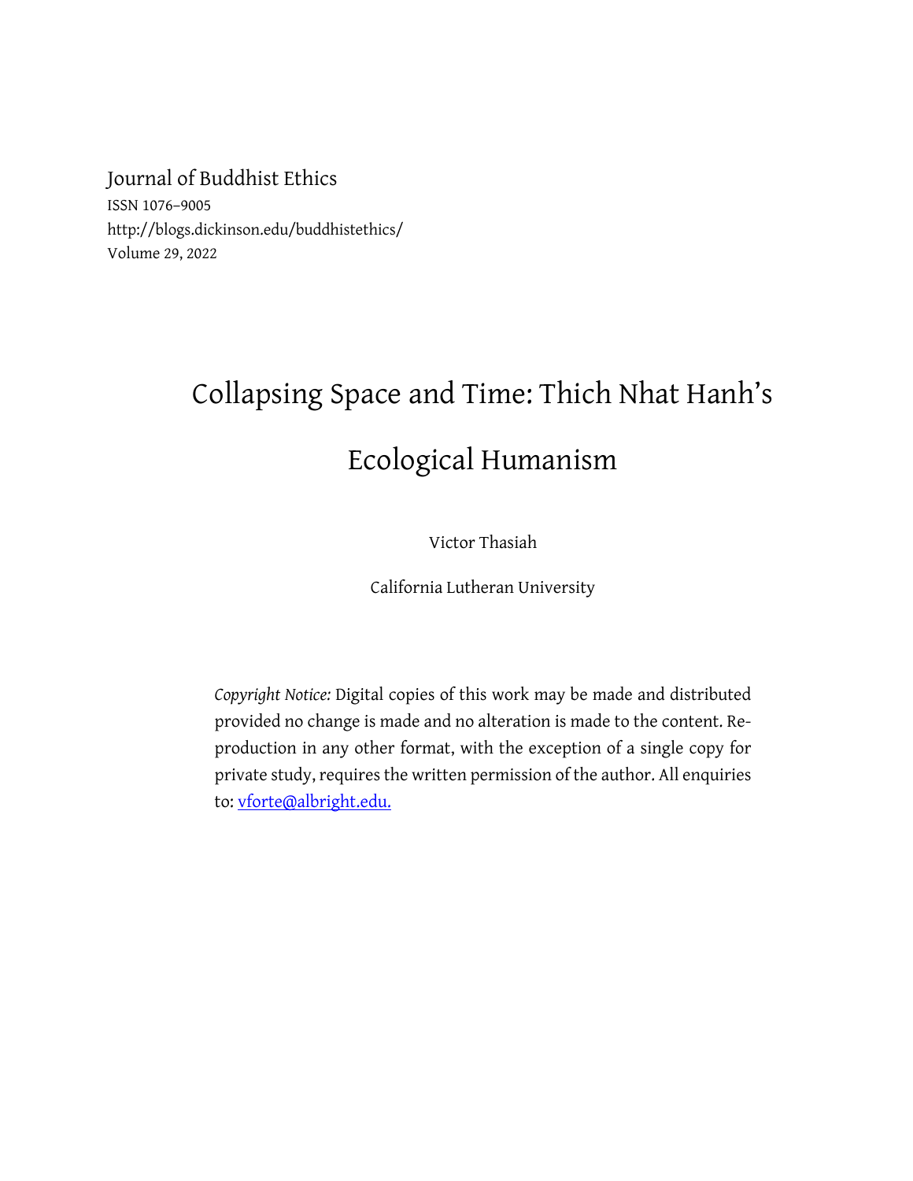Journal of Buddhist Ethics
ISSN 1076–9005
http://blogs.dickinson.edu/buddhistethics/
Volume 29, 2022

# Collapsing Space and Time: Thich Nhat Hanh's Ecological Humanism

Victor Thasiah

California Lutheran University

*Copyright Notice:* Digital copies of this work may be made and distributed provided no change is made and no alteration is made to the content. Reproduction in any other format, with the exception of a single copy for private study, requires the written permission of the author. All enquiries to: vforte@albright.edu.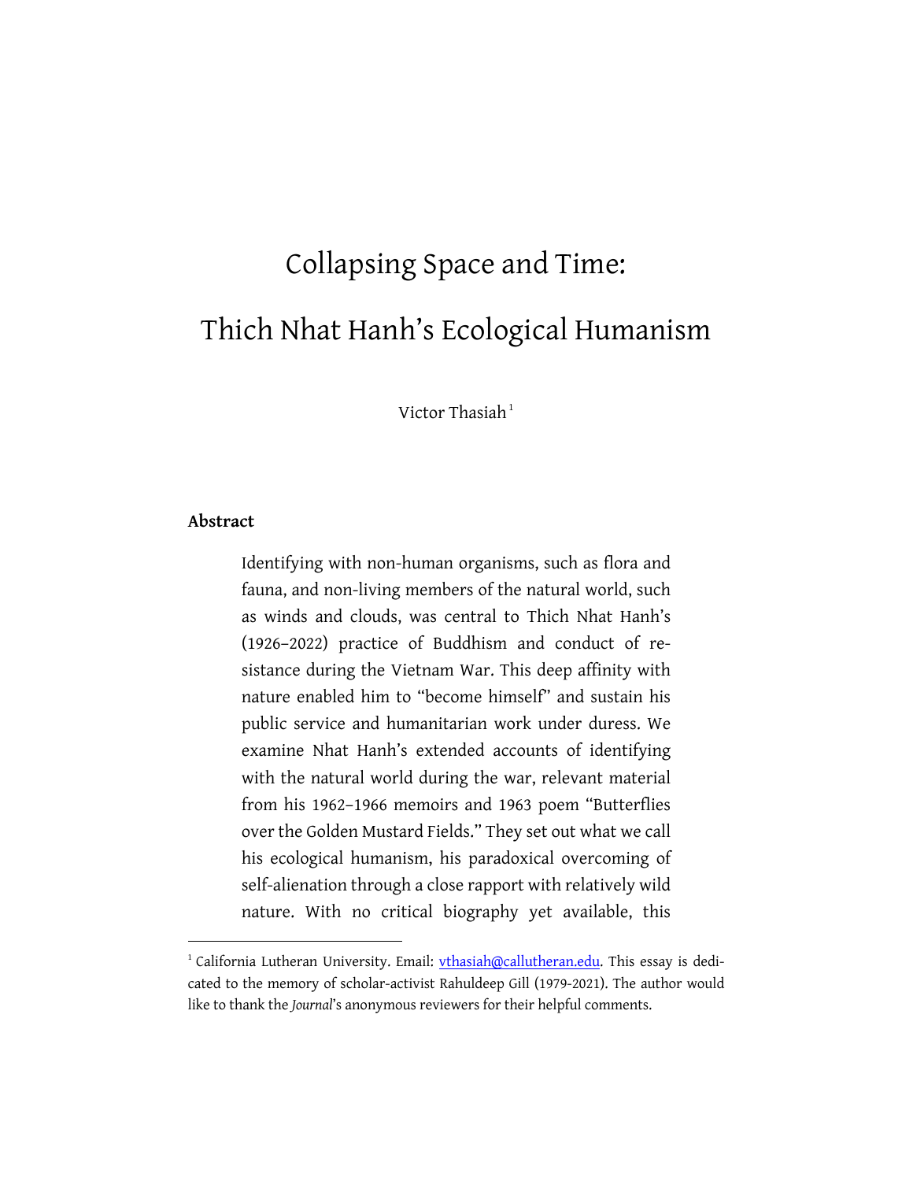# Collapsing Space and Time: Thich Nhat Hanh's Ecological Humanism

Victor Thasiah[1]

### Abstract

Identifying with non-human organisms, such as flora and fauna, and non-living members of the natural world, such as winds and clouds, was central to Thich Nhat Hanh's (1926–2022) practice of Buddhism and conduct of resistance during the Vietnam War. This deep affinity with nature enabled him to "become himself" and sustain his public service and humanitarian work under duress. We examine Nhat Hanh's extended accounts of identifying with the natural world during the war, relevant material from his 1962–1966 memoirs and 1963 poem "Butterflies over the Golden Mustard Fields." They set out what we call his ecological humanism, his paradoxical overcoming of self-alienation through a close rapport with relatively wild nature. With no critical biography yet available, this

---

[1] California Lutheran University. Email: vthasiah@callutheran.edu. This essay is dedicated to the memory of scholar-activist Rahuldeep Gill (1979-2021). The author would like to thank the *Journal*'s anonymous reviewers for their helpful comments.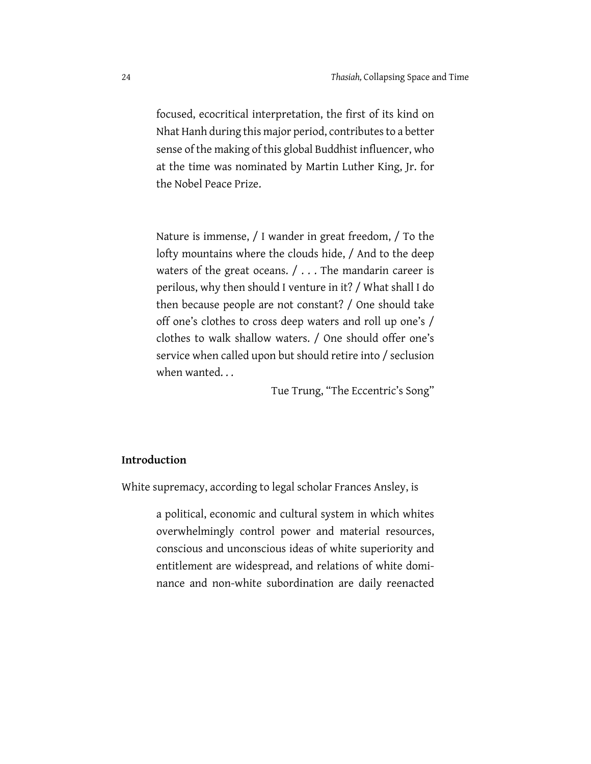focused, ecocritical interpretation, the first of its kind on Nhat Hanh during this major period, contributes to a better sense of the making of this global Buddhist influencer, who at the time was nominated by Martin Luther King, Jr. for the Nobel Peace Prize.

> Nature is immense, / I wander in great freedom, / To the lofty mountains where the clouds hide, / And to the deep waters of the great oceans. / . . . The mandarin career is perilous, why then should I venture in it? / What shall I do then because people are not constant? / One should take off one's clothes to cross deep waters and roll up one's / clothes to walk shallow waters. / One should offer one's service when called upon but should retire into / seclusion when wanted. . .
>
> Tue Trung, "The Eccentric's Song"

## Introduction

White supremacy, according to legal scholar Frances Ansley, is

> a political, economic and cultural system in which whites overwhelmingly control power and material resources, conscious and unconscious ideas of white superiority and entitlement are widespread, and relations of white dominance and non-white subordination are daily reenacted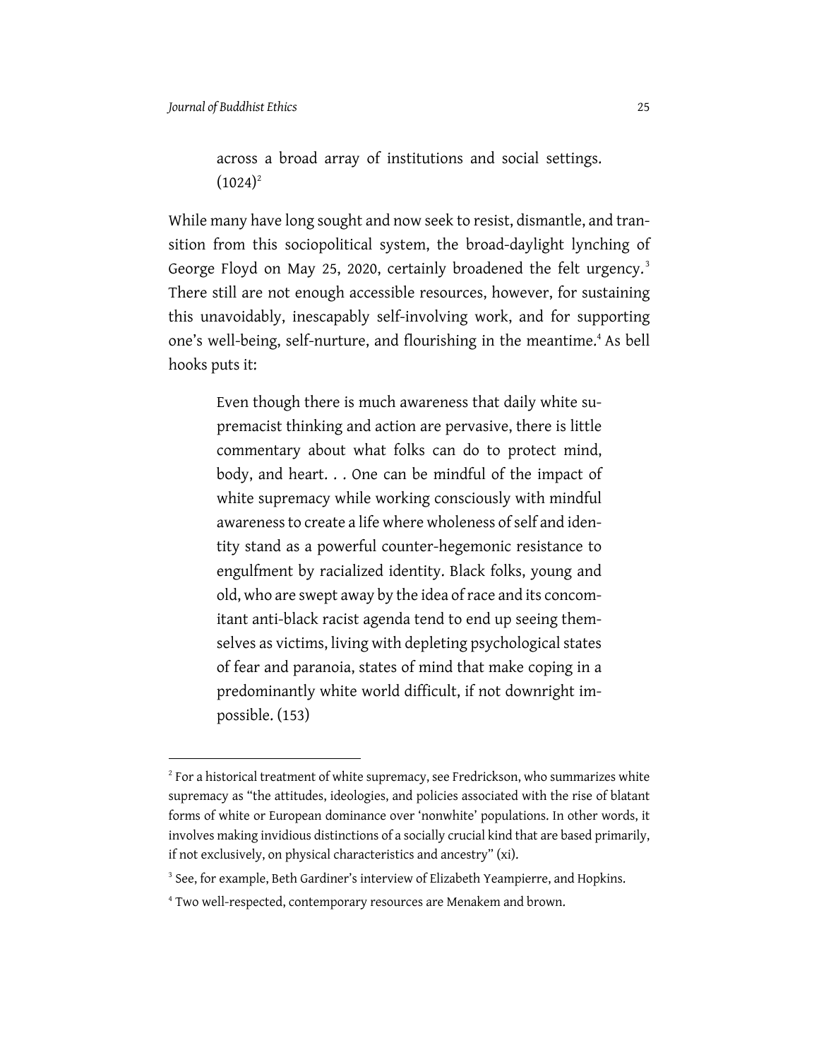> across a broad array of institutions and social settings. (1024)[2]

While many have long sought and now seek to resist, dismantle, and transition from this sociopolitical system, the broad-daylight lynching of George Floyd on May 25, 2020, certainly broadened the felt urgency.[3] There still are not enough accessible resources, however, for sustaining this unavoidably, inescapably self-involving work, and for supporting one's well-being, self-nurture, and flourishing in the meantime.[4] As bell hooks puts it:

> Even though there is much awareness that daily white supremacist thinking and action are pervasive, there is little commentary about what folks can do to protect mind, body, and heart. . . One can be mindful of the impact of white supremacy while working consciously with mindful awareness to create a life where wholeness of self and identity stand as a powerful counter-hegemonic resistance to engulfment by racialized identity. Black folks, young and old, who are swept away by the idea of race and its concomitant anti-black racist agenda tend to end up seeing themselves as victims, living with depleting psychological states of fear and paranoia, states of mind that make coping in a predominantly white world difficult, if not downright impossible. (153)

---

[2] For a historical treatment of white supremacy, see Fredrickson, who summarizes white supremacy as "the attitudes, ideologies, and policies associated with the rise of blatant forms of white or European dominance over 'nonwhite' populations. In other words, it involves making invidious distinctions of a socially crucial kind that are based primarily, if not exclusively, on physical characteristics and ancestry" (xi).

[3] See, for example, Beth Gardiner's interview of Elizabeth Yeampierre, and Hopkins.

[4] Two well-respected, contemporary resources are Menakem and brown.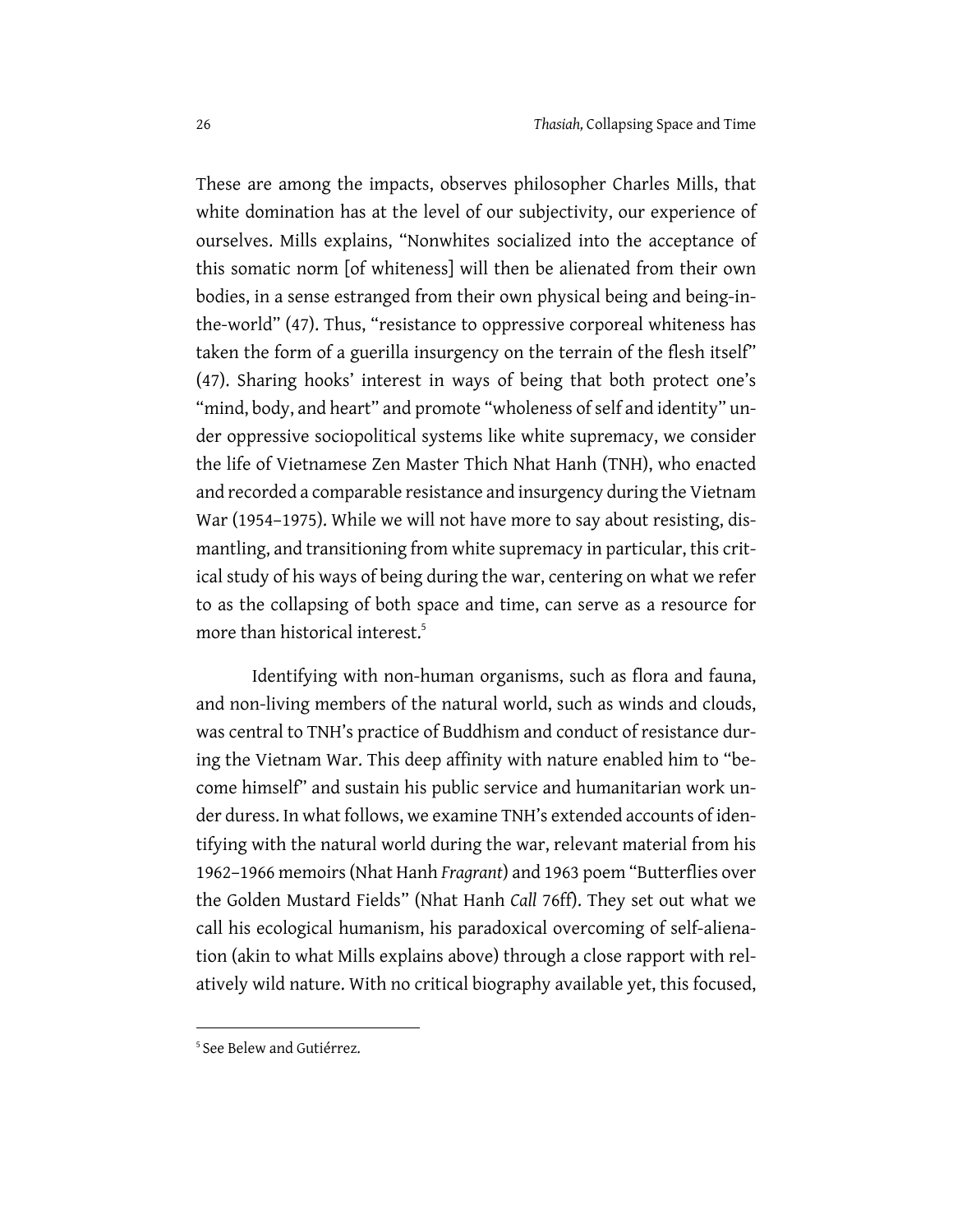These are among the impacts, observes philosopher Charles Mills, that white domination has at the level of our subjectivity, our experience of ourselves. Mills explains, "Nonwhites socialized into the acceptance of this somatic norm [of whiteness] will then be alienated from their own bodies, in a sense estranged from their own physical being and being-in-the-world" (47). Thus, "resistance to oppressive corporeal whiteness has taken the form of a guerilla insurgency on the terrain of the flesh itself" (47). Sharing hooks' interest in ways of being that both protect one's "mind, body, and heart" and promote "wholeness of self and identity" under oppressive sociopolitical systems like white supremacy, we consider the life of Vietnamese Zen Master Thich Nhat Hanh (TNH), who enacted and recorded a comparable resistance and insurgency during the Vietnam War (1954–1975). While we will not have more to say about resisting, dismantling, and transitioning from white supremacy in particular, this critical study of his ways of being during the war, centering on what we refer to as the collapsing of both space and time, can serve as a resource for more than historical interest.[5]

Identifying with non-human organisms, such as flora and fauna, and non-living members of the natural world, such as winds and clouds, was central to TNH's practice of Buddhism and conduct of resistance during the Vietnam War. This deep affinity with nature enabled him to "become himself" and sustain his public service and humanitarian work under duress. In what follows, we examine TNH's extended accounts of identifying with the natural world during the war, relevant material from his 1962–1966 memoirs (Nhat Hanh *Fragrant*) and 1963 poem "Butterflies over the Golden Mustard Fields" (Nhat Hanh *Call* 76ff). They set out what we call his ecological humanism, his paradoxical overcoming of self-alienation (akin to what Mills explains above) through a close rapport with relatively wild nature. With no critical biography available yet, this focused,

[5] See Belew and Gutiérrez.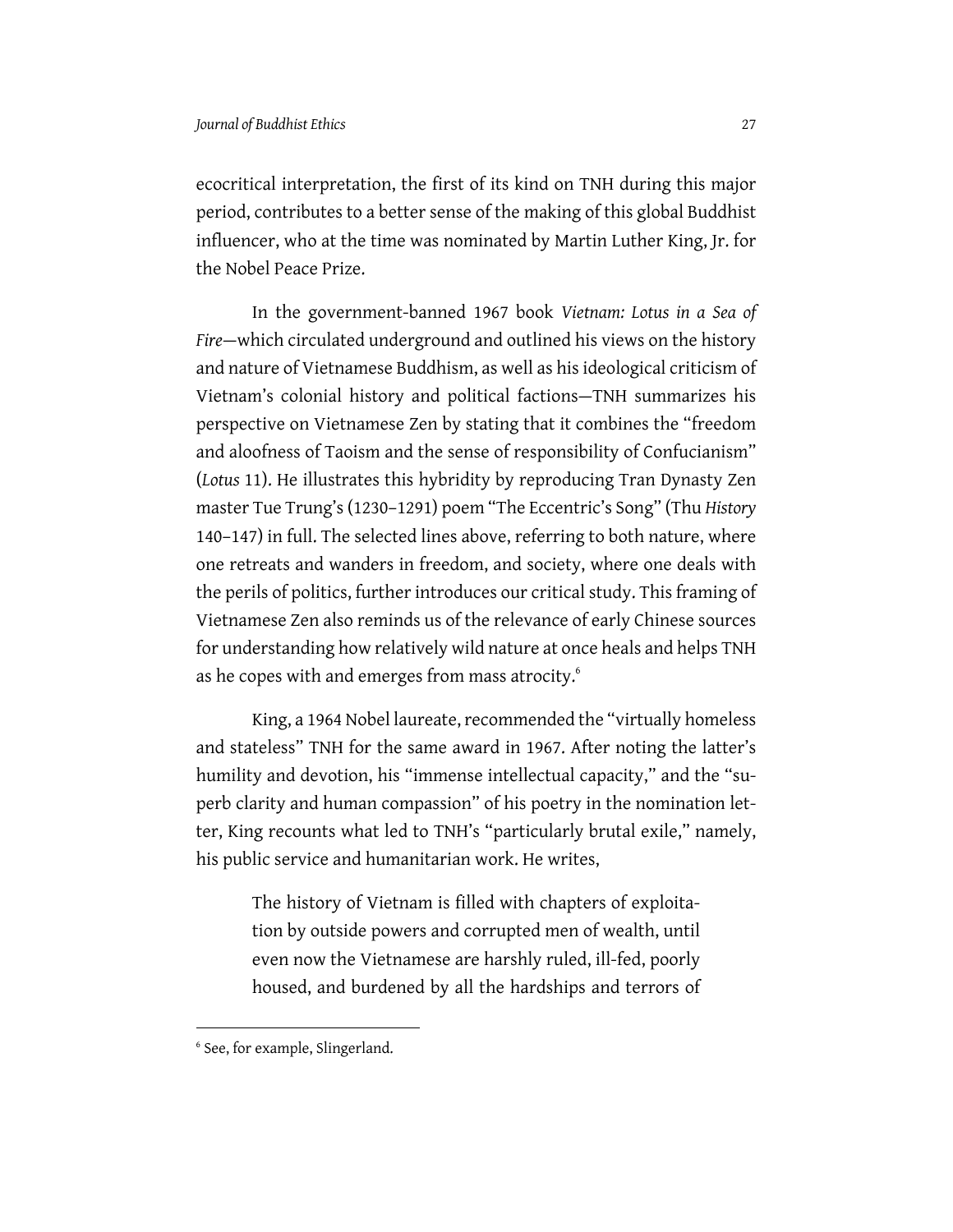ecocritical interpretation, the first of its kind on TNH during this major period, contributes to a better sense of the making of this global Buddhist influencer, who at the time was nominated by Martin Luther King, Jr. for the Nobel Peace Prize.

In the government-banned 1967 book *Vietnam: Lotus in a Sea of Fire*—which circulated underground and outlined his views on the history and nature of Vietnamese Buddhism, as well as his ideological criticism of Vietnam's colonial history and political factions—TNH summarizes his perspective on Vietnamese Zen by stating that it combines the "freedom and aloofness of Taoism and the sense of responsibility of Confucianism" (*Lotus* 11). He illustrates this hybridity by reproducing Tran Dynasty Zen master Tue Trung's (1230–1291) poem "The Eccentric's Song" (Thu *History* 140–147) in full. The selected lines above, referring to both nature, where one retreats and wanders in freedom, and society, where one deals with the perils of politics, further introduces our critical study. This framing of Vietnamese Zen also reminds us of the relevance of early Chinese sources for understanding how relatively wild nature at once heals and helps TNH as he copes with and emerges from mass atrocity.[6]

King, a 1964 Nobel laureate, recommended the "virtually homeless and stateless" TNH for the same award in 1967. After noting the latter's humility and devotion, his "immense intellectual capacity," and the "superb clarity and human compassion" of his poetry in the nomination letter, King recounts what led to TNH's "particularly brutal exile," namely, his public service and humanitarian work. He writes,

> The history of Vietnam is filled with chapters of exploitation by outside powers and corrupted men of wealth, until even now the Vietnamese are harshly ruled, ill-fed, poorly housed, and burdened by all the hardships and terrors of

---

[6] See, for example, Slingerland.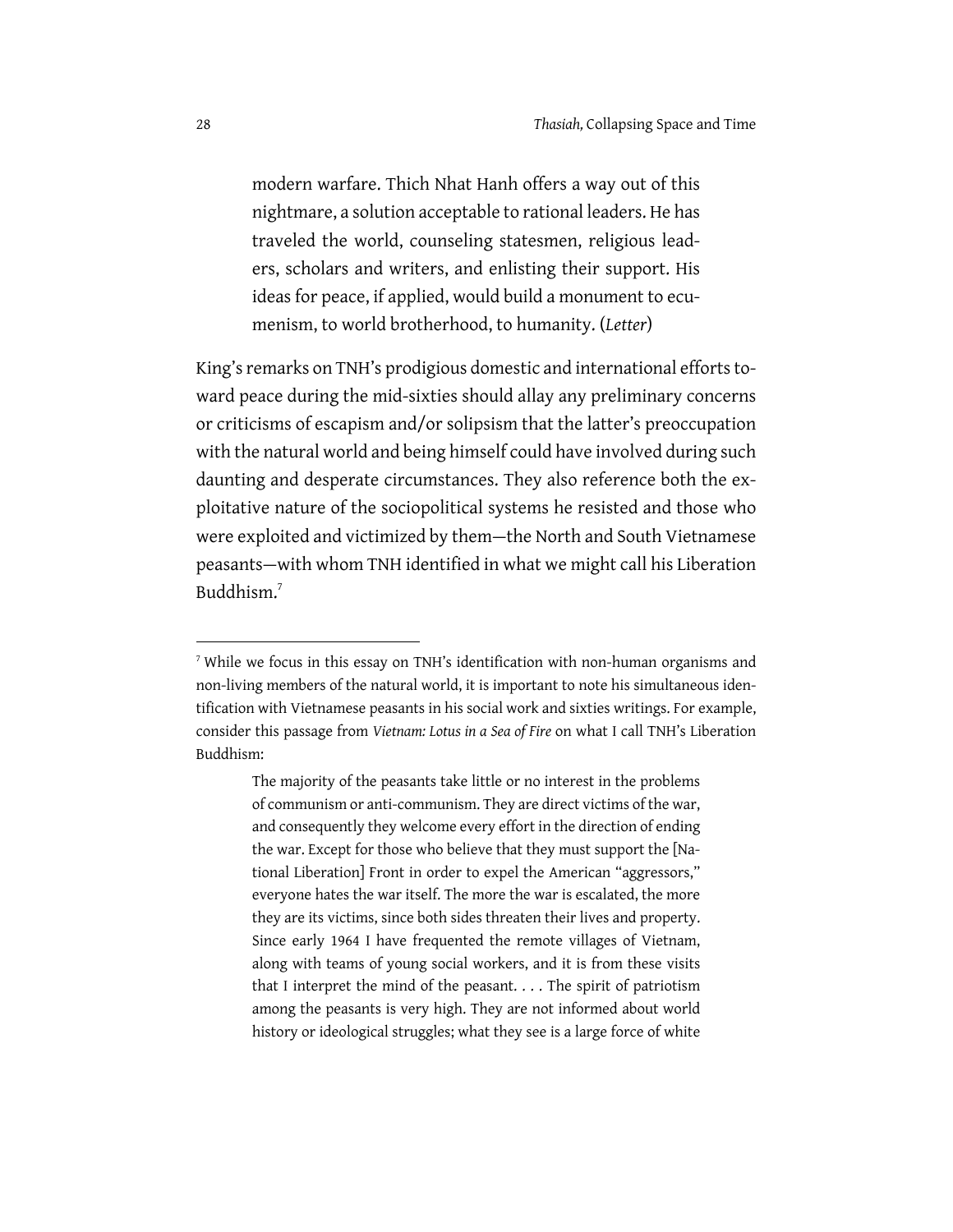> modern warfare. Thich Nhat Hanh offers a way out of this nightmare, a solution acceptable to rational leaders. He has traveled the world, counseling statesmen, religious leaders, scholars and writers, and enlisting their support. His ideas for peace, if applied, would build a monument to ecumenism, to world brotherhood, to humanity. (*Letter*)

King's remarks on TNH's prodigious domestic and international efforts toward peace during the mid-sixties should allay any preliminary concerns or criticisms of escapism and/or solipsism that the latter's preoccupation with the natural world and being himself could have involved during such daunting and desperate circumstances. They also reference both the exploitative nature of the sociopolitical systems he resisted and those who were exploited and victimized by them—the North and South Vietnamese peasants—with whom TNH identified in what we might call his Liberation Buddhism.[7]

---

[7] While we focus in this essay on TNH's identification with non-human organisms and non-living members of the natural world, it is important to note his simultaneous identification with Vietnamese peasants in his social work and sixties writings. For example, consider this passage from *Vietnam: Lotus in a Sea of Fire* on what I call TNH's Liberation Buddhism:

> The majority of the peasants take little or no interest in the problems of communism or anti-communism. They are direct victims of the war, and consequently they welcome every effort in the direction of ending the war. Except for those who believe that they must support the [National Liberation] Front in order to expel the American "aggressors," everyone hates the war itself. The more the war is escalated, the more they are its victims, since both sides threaten their lives and property. Since early 1964 I have frequented the remote villages of Vietnam, along with teams of young social workers, and it is from these visits that I interpret the mind of the peasant. . . . The spirit of patriotism among the peasants is very high. They are not informed about world history or ideological struggles; what they see is a large force of white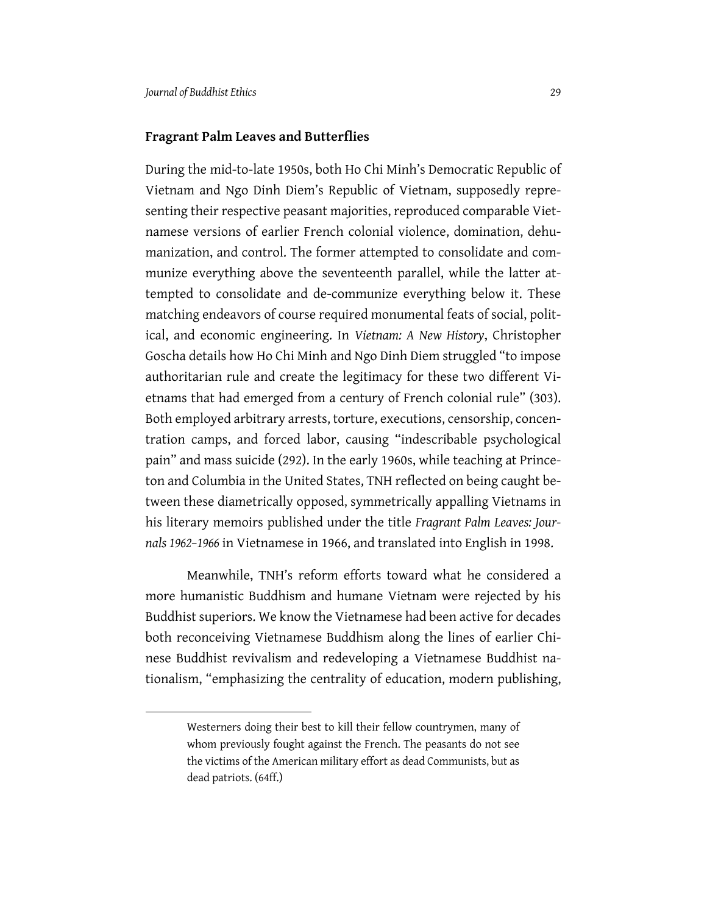## Fragrant Palm Leaves and Butterflies

During the mid-to-late 1950s, both Ho Chi Minh's Democratic Republic of Vietnam and Ngo Dinh Diem's Republic of Vietnam, supposedly representing their respective peasant majorities, reproduced comparable Vietnamese versions of earlier French colonial violence, domination, dehumanization, and control. The former attempted to consolidate and communize everything above the seventeenth parallel, while the latter attempted to consolidate and de-communize everything below it. These matching endeavors of course required monumental feats of social, political, and economic engineering. In *Vietnam: A New History*, Christopher Goscha details how Ho Chi Minh and Ngo Dinh Diem struggled "to impose authoritarian rule and create the legitimacy for these two different Vietnams that had emerged from a century of French colonial rule" (303). Both employed arbitrary arrests, torture, executions, censorship, concentration camps, and forced labor, causing "indescribable psychological pain" and mass suicide (292). In the early 1960s, while teaching at Princeton and Columbia in the United States, TNH reflected on being caught between these diametrically opposed, symmetrically appalling Vietnams in his literary memoirs published under the title *Fragrant Palm Leaves: Journals 1962–1966* in Vietnamese in 1966, and translated into English in 1998.

Meanwhile, TNH's reform efforts toward what he considered a more humanistic Buddhism and humane Vietnam were rejected by his Buddhist superiors. We know the Vietnamese had been active for decades both reconceiving Vietnamese Buddhism along the lines of earlier Chinese Buddhist revivalism and redeveloping a Vietnamese Buddhist nationalism, "emphasizing the centrality of education, modern publishing,

---

> Westerners doing their best to kill their fellow countrymen, many of whom previously fought against the French. The peasants do not see the victims of the American military effort as dead Communists, but as dead patriots. (64ff.)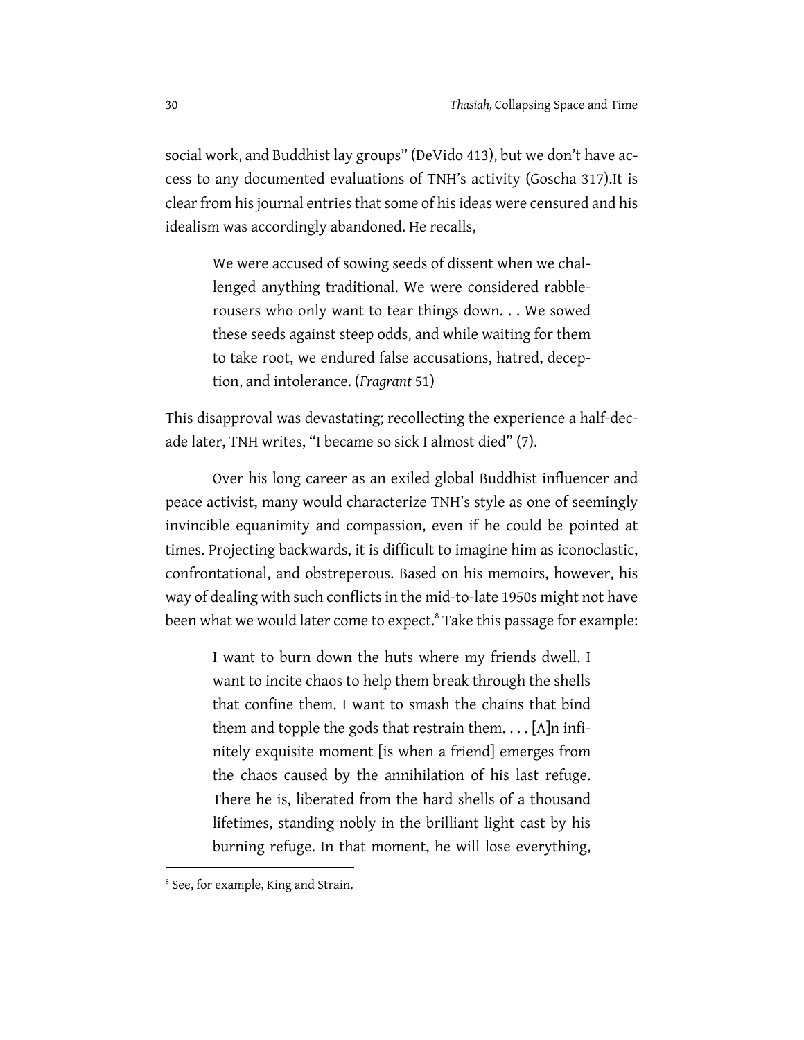social work, and Buddhist lay groups" (DeVido 413), but we don't have access to any documented evaluations of TNH's activity (Goscha 317).It is clear from his journal entries that some of his ideas were censured and his idealism was accordingly abandoned. He recalls,

> We were accused of sowing seeds of dissent when we challenged anything traditional. We were considered rabble-rousers who only want to tear things down. . . We sowed these seeds against steep odds, and while waiting for them to take root, we endured false accusations, hatred, deception, and intolerance. (*Fragrant* 51)

This disapproval was devastating; recollecting the experience a half-decade later, TNH writes, "I became so sick I almost died" (7).

Over his long career as an exiled global Buddhist influencer and peace activist, many would characterize TNH's style as one of seemingly invincible equanimity and compassion, even if he could be pointed at times. Projecting backwards, it is difficult to imagine him as iconoclastic, confrontational, and obstreperous. Based on his memoirs, however, his way of dealing with such conflicts in the mid-to-late 1950s might not have been what we would later come to expect.[8] Take this passage for example:

> I want to burn down the huts where my friends dwell. I want to incite chaos to help them break through the shells that confine them. I want to smash the chains that bind them and topple the gods that restrain them. . . . [A]n infinitely exquisite moment [is when a friend] emerges from the chaos caused by the annihilation of his last refuge. There he is, liberated from the hard shells of a thousand lifetimes, standing nobly in the brilliant light cast by his burning refuge. In that moment, he will lose everything,

[8] See, for example, King and Strain.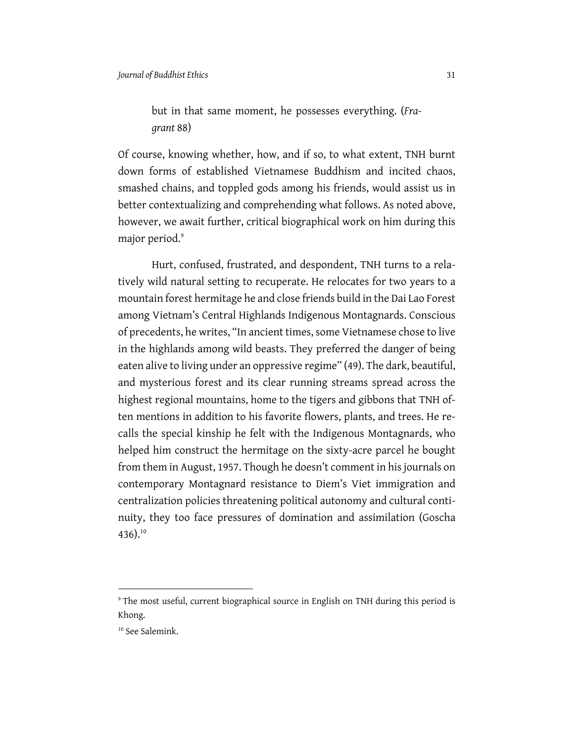> but in that same moment, he possesses everything. (*Fragrant* 88)

Of course, knowing whether, how, and if so, to what extent, TNH burnt down forms of established Vietnamese Buddhism and incited chaos, smashed chains, and toppled gods among his friends, would assist us in better contextualizing and comprehending what follows. As noted above, however, we await further, critical biographical work on him during this major period.[9]

Hurt, confused, frustrated, and despondent, TNH turns to a relatively wild natural setting to recuperate. He relocates for two years to a mountain forest hermitage he and close friends build in the Dai Lao Forest among Vietnam's Central Highlands Indigenous Montagnards. Conscious of precedents, he writes, "In ancient times, some Vietnamese chose to live in the highlands among wild beasts. They preferred the danger of being eaten alive to living under an oppressive regime" (49). The dark, beautiful, and mysterious forest and its clear running streams spread across the highest regional mountains, home to the tigers and gibbons that TNH often mentions in addition to his favorite flowers, plants, and trees. He recalls the special kinship he felt with the Indigenous Montagnards, who helped him construct the hermitage on the sixty-acre parcel he bought from them in August, 1957. Though he doesn't comment in his journals on contemporary Montagnard resistance to Diem's Viet immigration and centralization policies threatening political autonomy and cultural continuity, they too face pressures of domination and assimilation (Goscha 436).[10]

---

[9] The most useful, current biographical source in English on TNH during this period is Khong.

[10] See Salemink.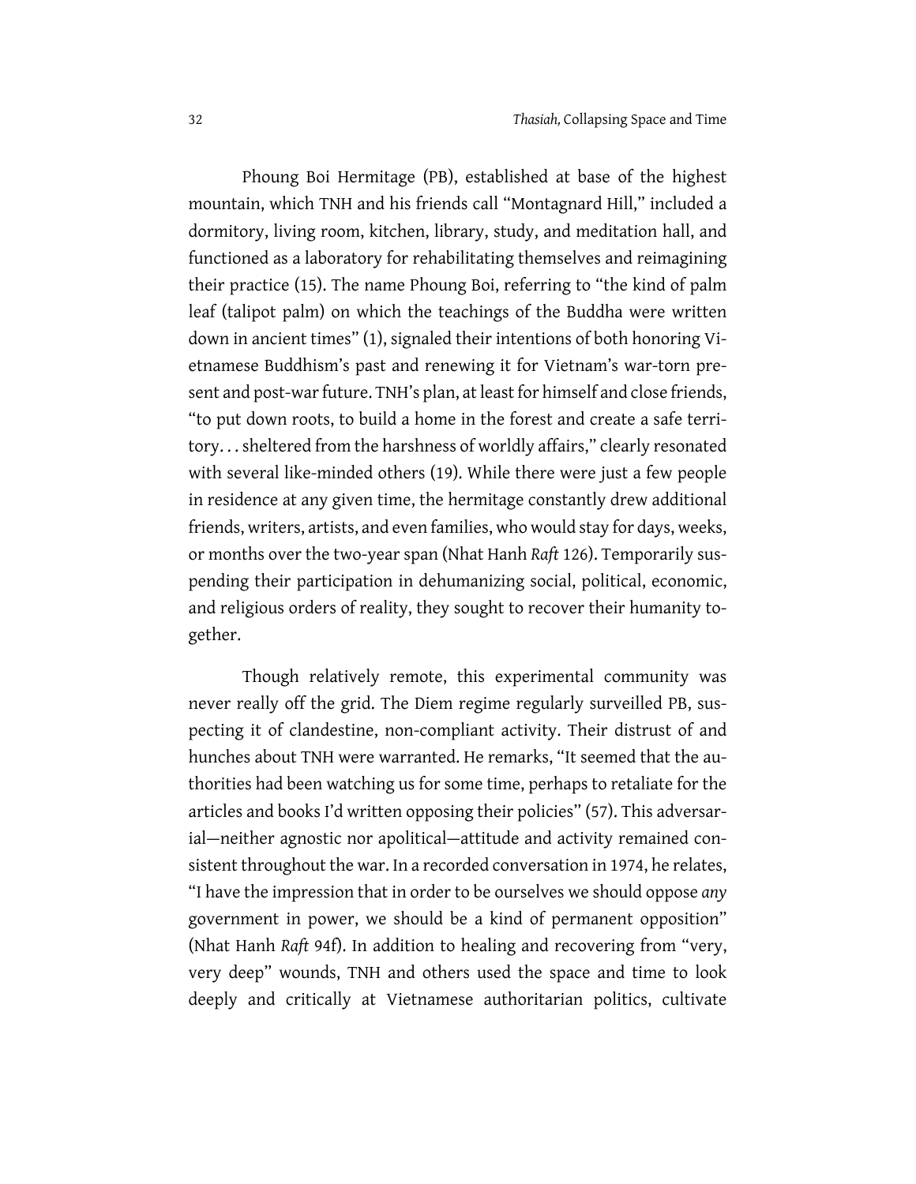Phoung Boi Hermitage (PB), established at base of the highest mountain, which TNH and his friends call "Montagnard Hill," included a dormitory, living room, kitchen, library, study, and meditation hall, and functioned as a laboratory for rehabilitating themselves and reimagining their practice (15). The name Phoung Boi, referring to "the kind of palm leaf (talipot palm) on which the teachings of the Buddha were written down in ancient times" (1), signaled their intentions of both honoring Vietnamese Buddhism's past and renewing it for Vietnam's war-torn present and post-war future. TNH's plan, at least for himself and close friends, "to put down roots, to build a home in the forest and create a safe territory. . . sheltered from the harshness of worldly affairs," clearly resonated with several like-minded others (19). While there were just a few people in residence at any given time, the hermitage constantly drew additional friends, writers, artists, and even families, who would stay for days, weeks, or months over the two-year span (Nhat Hanh *Raft* 126). Temporarily suspending their participation in dehumanizing social, political, economic, and religious orders of reality, they sought to recover their humanity together.

Though relatively remote, this experimental community was never really off the grid. The Diem regime regularly surveilled PB, suspecting it of clandestine, non-compliant activity. Their distrust of and hunches about TNH were warranted. He remarks, "It seemed that the authorities had been watching us for some time, perhaps to retaliate for the articles and books I'd written opposing their policies" (57). This adversarial—neither agnostic nor apolitical—attitude and activity remained consistent throughout the war. In a recorded conversation in 1974, he relates, "I have the impression that in order to be ourselves we should oppose *any* government in power, we should be a kind of permanent opposition" (Nhat Hanh *Raft* 94f). In addition to healing and recovering from "very, very deep" wounds, TNH and others used the space and time to look deeply and critically at Vietnamese authoritarian politics, cultivate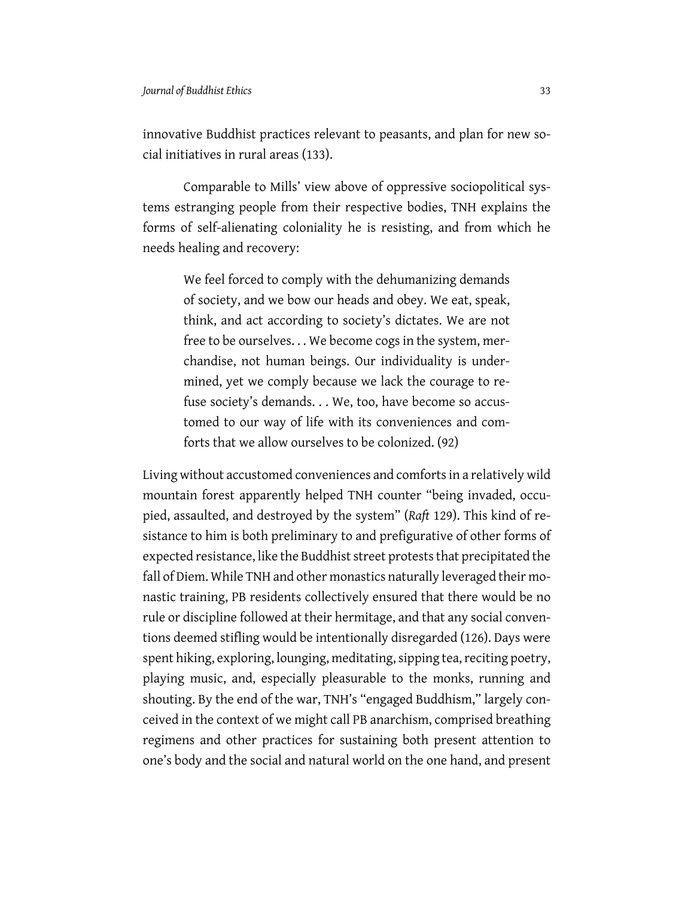innovative Buddhist practices relevant to peasants, and plan for new social initiatives in rural areas (133).

Comparable to Mills' view above of oppressive sociopolitical systems estranging people from their respective bodies, TNH explains the forms of self-alienating coloniality he is resisting, and from which he needs healing and recovery:

> We feel forced to comply with the dehumanizing demands of society, and we bow our heads and obey. We eat, speak, think, and act according to society's dictates. We are not free to be ourselves. . . We become cogs in the system, merchandise, not human beings. Our individuality is undermined, yet we comply because we lack the courage to refuse society's demands. . . We, too, have become so accustomed to our way of life with its conveniences and comforts that we allow ourselves to be colonized. (92)

Living without accustomed conveniences and comforts in a relatively wild mountain forest apparently helped TNH counter "being invaded, occupied, assaulted, and destroyed by the system" (*Raft* 129). This kind of resistance to him is both preliminary to and prefigurative of other forms of expected resistance, like the Buddhist street protests that precipitated the fall of Diem. While TNH and other monastics naturally leveraged their monastic training, PB residents collectively ensured that there would be no rule or discipline followed at their hermitage, and that any social conventions deemed stifling would be intentionally disregarded (126). Days were spent hiking, exploring, lounging, meditating, sipping tea, reciting poetry, playing music, and, especially pleasurable to the monks, running and shouting. By the end of the war, TNH's "engaged Buddhism," largely conceived in the context of we might call PB anarchism, comprised breathing regimens and other practices for sustaining both present attention to one's body and the social and natural world on the one hand, and present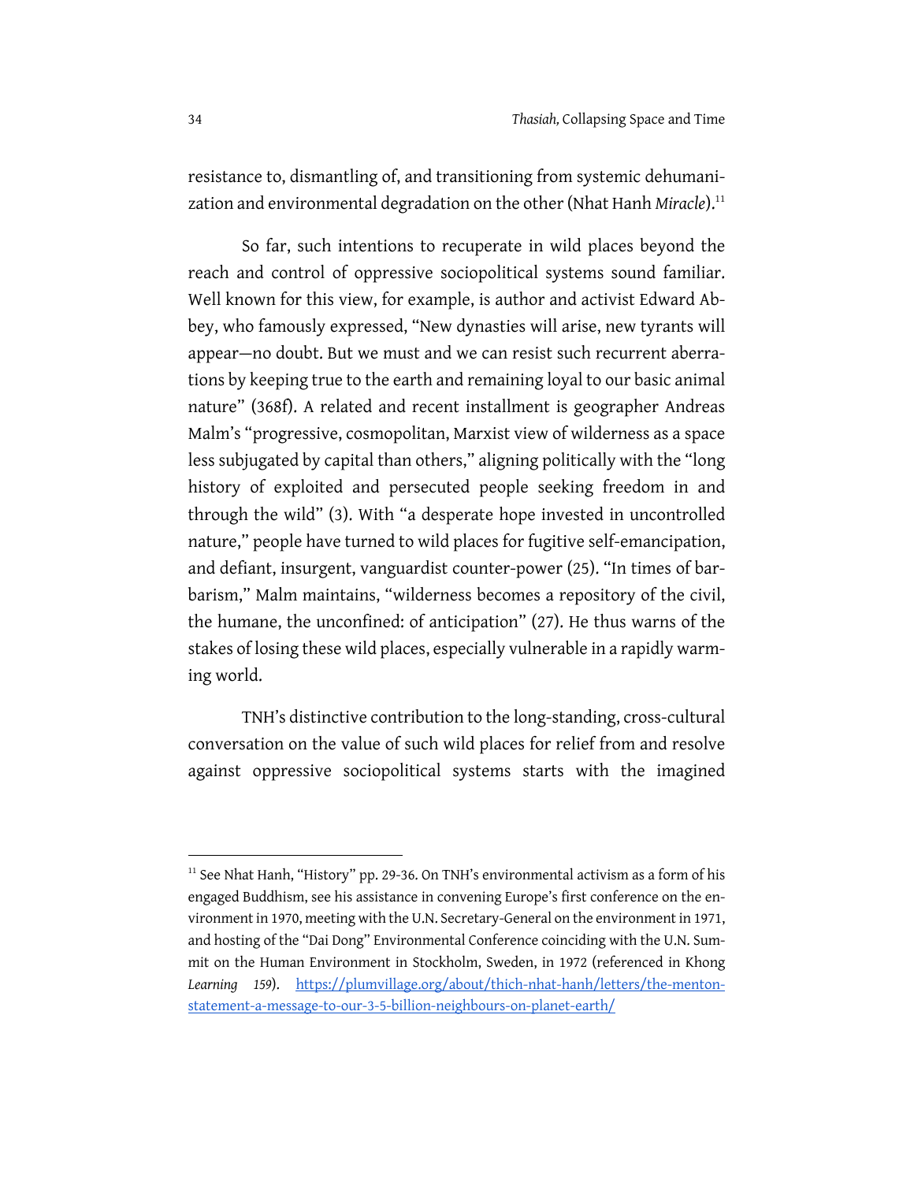resistance to, dismantling of, and transitioning from systemic dehumanization and environmental degradation on the other (Nhat Hanh *Miracle*).[11]

So far, such intentions to recuperate in wild places beyond the reach and control of oppressive sociopolitical systems sound familiar. Well known for this view, for example, is author and activist Edward Abbey, who famously expressed, "New dynasties will arise, new tyrants will appear—no doubt. But we must and we can resist such recurrent aberrations by keeping true to the earth and remaining loyal to our basic animal nature" (368f). A related and recent installment is geographer Andreas Malm's "progressive, cosmopolitan, Marxist view of wilderness as a space less subjugated by capital than others," aligning politically with the "long history of exploited and persecuted people seeking freedom in and through the wild" (3). With "a desperate hope invested in uncontrolled nature," people have turned to wild places for fugitive self-emancipation, and defiant, insurgent, vanguardist counter-power (25). "In times of barbarism," Malm maintains, "wilderness becomes a repository of the civil, the humane, the unconfined: of anticipation" (27). He thus warns of the stakes of losing these wild places, especially vulnerable in a rapidly warming world.

TNH's distinctive contribution to the long-standing, cross-cultural conversation on the value of such wild places for relief from and resolve against oppressive sociopolitical systems starts with the imagined

---

[11] See Nhat Hanh, "History" pp. 29-36. On TNH's environmental activism as a form of his engaged Buddhism, see his assistance in convening Europe's first conference on the environment in 1970, meeting with the U.N. Secretary-General on the environment in 1971, and hosting of the "Dai Dong" Environmental Conference coinciding with the U.N. Summit on the Human Environment in Stockholm, Sweden, in 1972 (referenced in Khong *Learning 159*). https://plumvillage.org/about/thich-nhat-hanh/letters/the-menton-statement-a-message-to-our-3-5-billion-neighbours-on-planet-earth/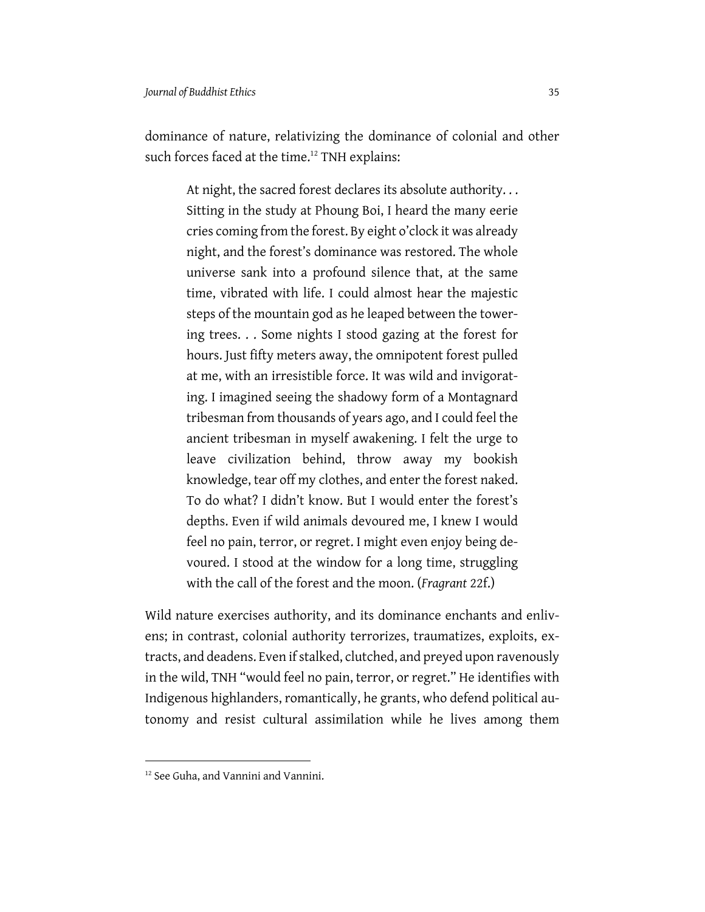dominance of nature, relativizing the dominance of colonial and other such forces faced at the time.[12] TNH explains:

> At night, the sacred forest declares its absolute authority. . . Sitting in the study at Phoung Boi, I heard the many eerie cries coming from the forest. By eight o'clock it was already night, and the forest's dominance was restored. The whole universe sank into a profound silence that, at the same time, vibrated with life. I could almost hear the majestic steps of the mountain god as he leaped between the towering trees. . . Some nights I stood gazing at the forest for hours. Just fifty meters away, the omnipotent forest pulled at me, with an irresistible force. It was wild and invigorating. I imagined seeing the shadowy form of a Montagnard tribesman from thousands of years ago, and I could feel the ancient tribesman in myself awakening. I felt the urge to leave civilization behind, throw away my bookish knowledge, tear off my clothes, and enter the forest naked. To do what? I didn't know. But I would enter the forest's depths. Even if wild animals devoured me, I knew I would feel no pain, terror, or regret. I might even enjoy being devoured. I stood at the window for a long time, struggling with the call of the forest and the moon. (*Fragrant* 22f.)

Wild nature exercises authority, and its dominance enchants and enlivens; in contrast, colonial authority terrorizes, traumatizes, exploits, extracts, and deadens. Even if stalked, clutched, and preyed upon ravenously in the wild, TNH "would feel no pain, terror, or regret." He identifies with Indigenous highlanders, romantically, he grants, who defend political autonomy and resist cultural assimilation while he lives among them

---

[12] See Guha, and Vannini and Vannini.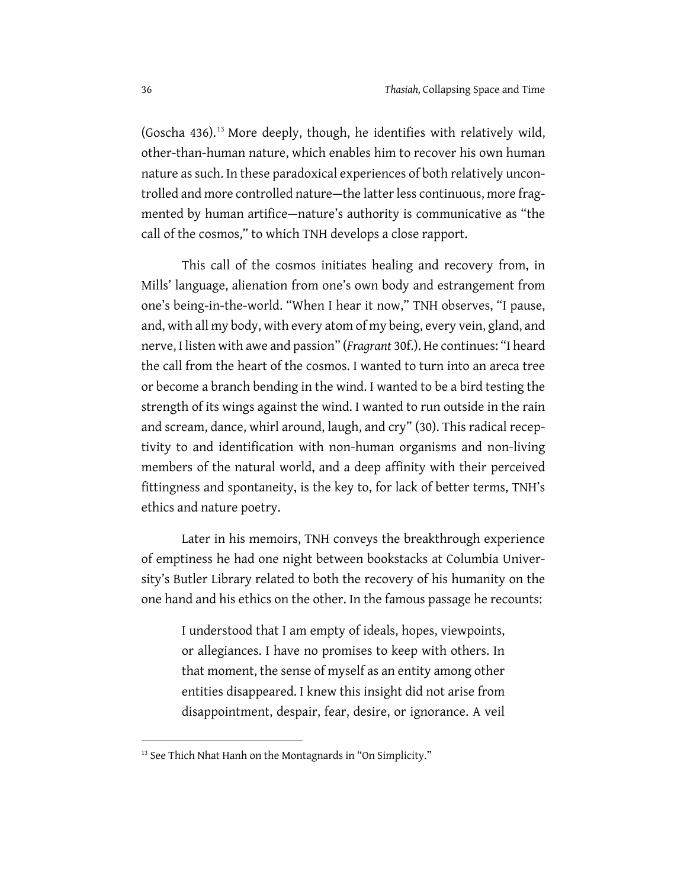(Goscha 436).[13] More deeply, though, he identifies with relatively wild, other-than-human nature, which enables him to recover his own human nature as such. In these paradoxical experiences of both relatively uncontrolled and more controlled nature—the latter less continuous, more fragmented by human artifice—nature's authority is communicative as "the call of the cosmos," to which TNH develops a close rapport.

This call of the cosmos initiates healing and recovery from, in Mills' language, alienation from one's own body and estrangement from one's being-in-the-world. "When I hear it now," TNH observes, "I pause, and, with all my body, with every atom of my being, every vein, gland, and nerve, I listen with awe and passion" (*Fragrant* 30f.). He continues: "I heard the call from the heart of the cosmos. I wanted to turn into an areca tree or become a branch bending in the wind. I wanted to be a bird testing the strength of its wings against the wind. I wanted to run outside in the rain and scream, dance, whirl around, laugh, and cry" (30). This radical receptivity to and identification with non-human organisms and non-living members of the natural world, and a deep affinity with their perceived fittingness and spontaneity, is the key to, for lack of better terms, TNH's ethics and nature poetry.

Later in his memoirs, TNH conveys the breakthrough experience of emptiness he had one night between bookstacks at Columbia University's Butler Library related to both the recovery of his humanity on the one hand and his ethics on the other. In the famous passage he recounts:

> I understood that I am empty of ideals, hopes, viewpoints, or allegiances. I have no promises to keep with others. In that moment, the sense of myself as an entity among other entities disappeared. I knew this insight did not arise from disappointment, despair, fear, desire, or ignorance. A veil

---

[13] See Thich Nhat Hanh on the Montagnards in "On Simplicity."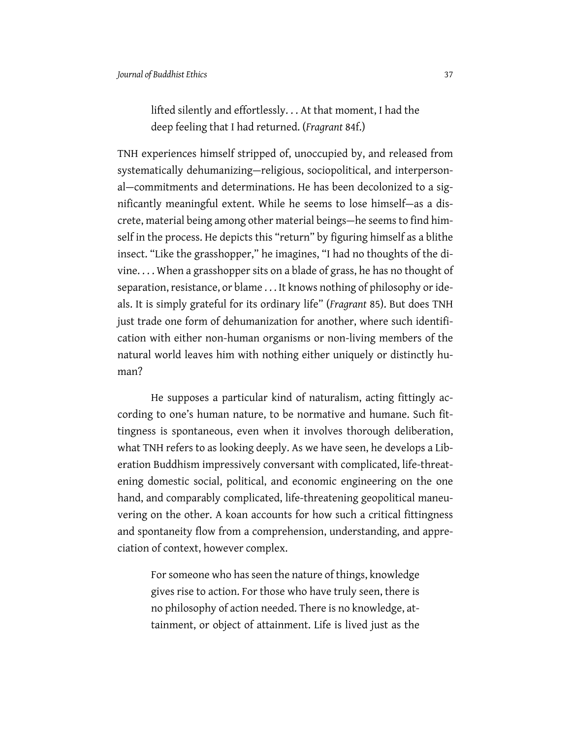> lifted silently and effortlessly. . . At that moment, I had the deep feeling that I had returned. (*Fragrant* 84f.)

TNH experiences himself stripped of, unoccupied by, and released from systematically dehumanizing—religious, sociopolitical, and interpersonal—commitments and determinations. He has been decolonized to a significantly meaningful extent. While he seems to lose himself—as a discrete, material being among other material beings—he seems to find himself in the process. He depicts this "return" by figuring himself as a blithe insect. "Like the grasshopper," he imagines, "I had no thoughts of the divine. . . . When a grasshopper sits on a blade of grass, he has no thought of separation, resistance, or blame . . . It knows nothing of philosophy or ideals. It is simply grateful for its ordinary life" (*Fragrant* 85). But does TNH just trade one form of dehumanization for another, where such identification with either non-human organisms or non-living members of the natural world leaves him with nothing either uniquely or distinctly human?

He supposes a particular kind of naturalism, acting fittingly according to one's human nature, to be normative and humane. Such fittingness is spontaneous, even when it involves thorough deliberation, what TNH refers to as looking deeply. As we have seen, he develops a Liberation Buddhism impressively conversant with complicated, life-threatening domestic social, political, and economic engineering on the one hand, and comparably complicated, life-threatening geopolitical maneuvering on the other. A koan accounts for how such a critical fittingness and spontaneity flow from a comprehension, understanding, and appreciation of context, however complex.

> For someone who has seen the nature of things, knowledge gives rise to action. For those who have truly seen, there is no philosophy of action needed. There is no knowledge, attainment, or object of attainment. Life is lived just as the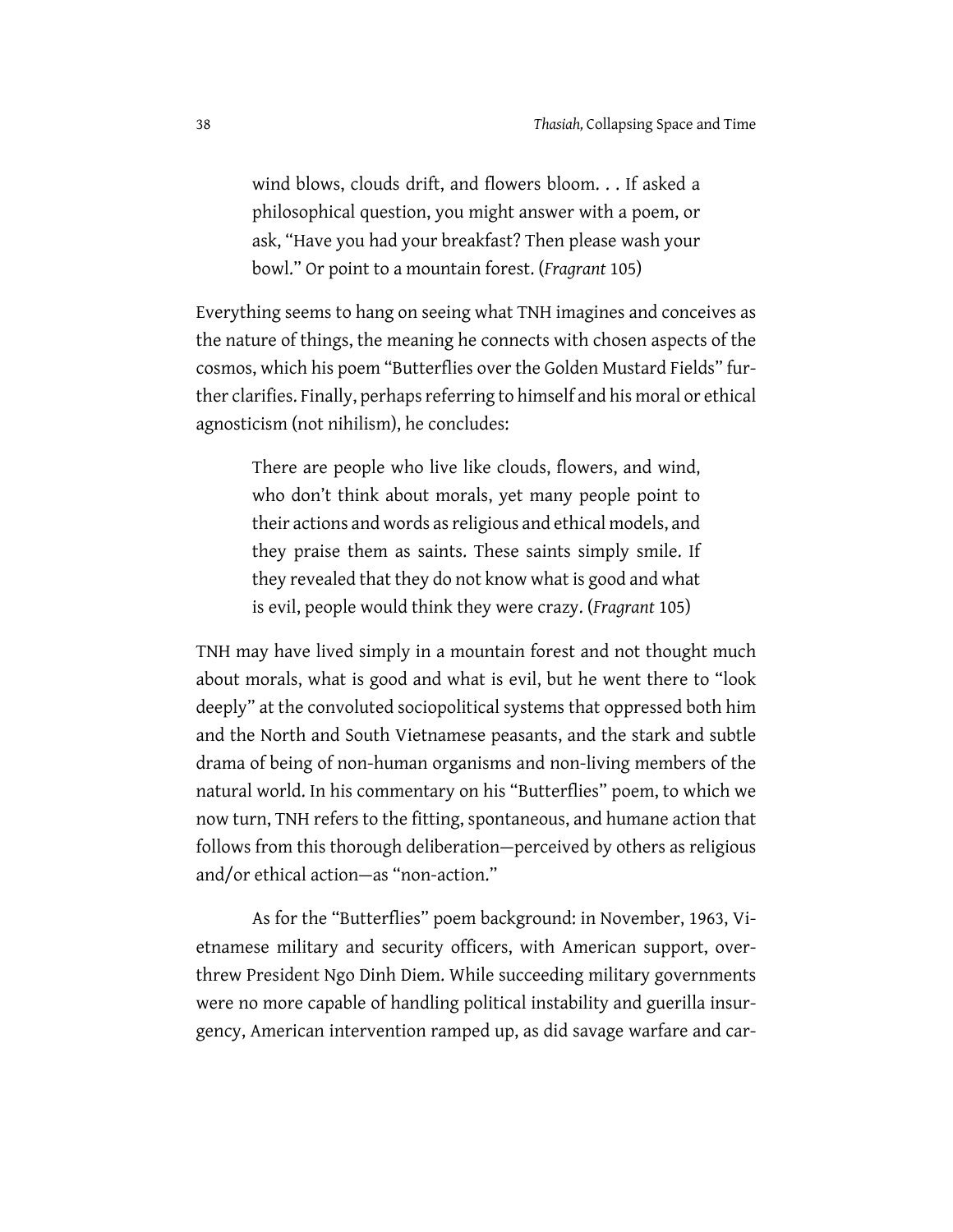> wind blows, clouds drift, and flowers bloom. . . If asked a philosophical question, you might answer with a poem, or ask, "Have you had your breakfast? Then please wash your bowl." Or point to a mountain forest. (*Fragrant* 105)

Everything seems to hang on seeing what TNH imagines and conceives as the nature of things, the meaning he connects with chosen aspects of the cosmos, which his poem "Butterflies over the Golden Mustard Fields" further clarifies. Finally, perhaps referring to himself and his moral or ethical agnosticism (not nihilism), he concludes:

> There are people who live like clouds, flowers, and wind, who don't think about morals, yet many people point to their actions and words as religious and ethical models, and they praise them as saints. These saints simply smile. If they revealed that they do not know what is good and what is evil, people would think they were crazy. (*Fragrant* 105)

TNH may have lived simply in a mountain forest and not thought much about morals, what is good and what is evil, but he went there to "look deeply" at the convoluted sociopolitical systems that oppressed both him and the North and South Vietnamese peasants, and the stark and subtle drama of being of non-human organisms and non-living members of the natural world. In his commentary on his "Butterflies" poem, to which we now turn, TNH refers to the fitting, spontaneous, and humane action that follows from this thorough deliberation—perceived by others as religious and/or ethical action—as "non-action."

As for the "Butterflies" poem background: in November, 1963, Vietnamese military and security officers, with American support, overthrew President Ngo Dinh Diem. While succeeding military governments were no more capable of handling political instability and guerilla insurgency, American intervention ramped up, as did savage warfare and car-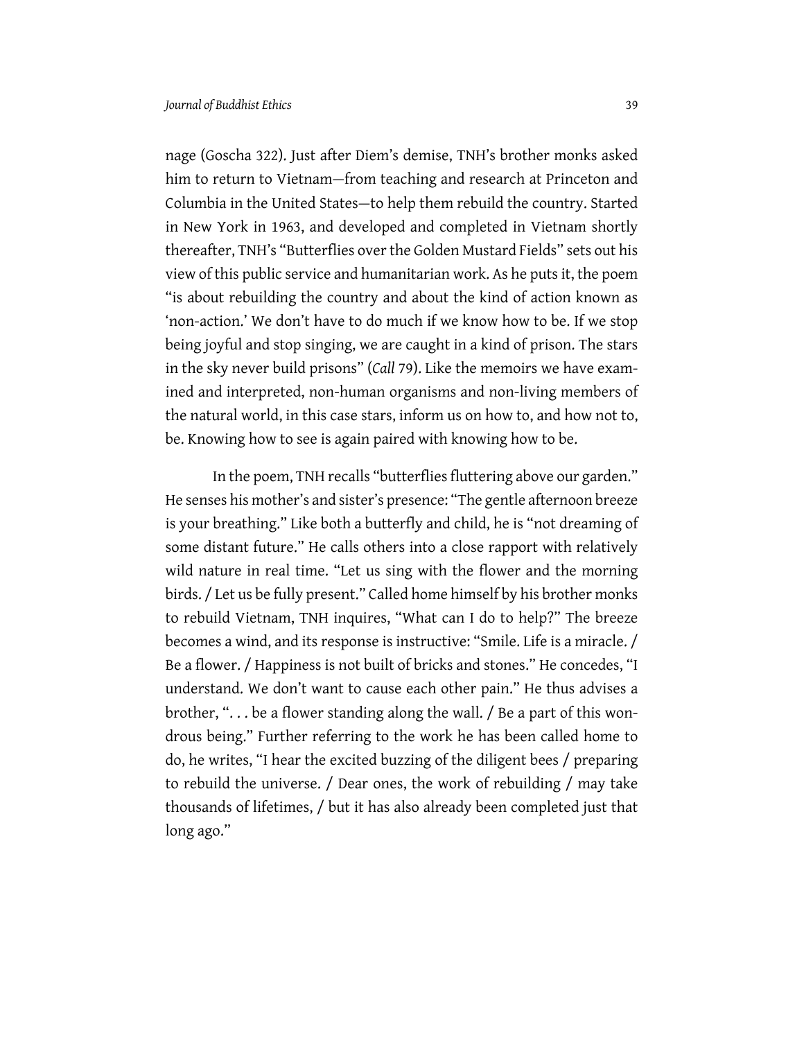nage (Goscha 322). Just after Diem's demise, TNH's brother monks asked him to return to Vietnam—from teaching and research at Princeton and Columbia in the United States—to help them rebuild the country. Started in New York in 1963, and developed and completed in Vietnam shortly thereafter, TNH's "Butterflies over the Golden Mustard Fields" sets out his view of this public service and humanitarian work. As he puts it, the poem "is about rebuilding the country and about the kind of action known as 'non-action.' We don't have to do much if we know how to be. If we stop being joyful and stop singing, we are caught in a kind of prison. The stars in the sky never build prisons" (*Call* 79). Like the memoirs we have examined and interpreted, non-human organisms and non-living members of the natural world, in this case stars, inform us on how to, and how not to, be. Knowing how to see is again paired with knowing how to be.

In the poem, TNH recalls "butterflies fluttering above our garden." He senses his mother's and sister's presence: "The gentle afternoon breeze is your breathing." Like both a butterfly and child, he is "not dreaming of some distant future." He calls others into a close rapport with relatively wild nature in real time. "Let us sing with the flower and the morning birds. / Let us be fully present." Called home himself by his brother monks to rebuild Vietnam, TNH inquires, "What can I do to help?" The breeze becomes a wind, and its response is instructive: "Smile. Life is a miracle. / Be a flower. / Happiness is not built of bricks and stones." He concedes, "I understand. We don't want to cause each other pain." He thus advises a brother, ". . . be a flower standing along the wall. / Be a part of this wondrous being." Further referring to the work he has been called home to do, he writes, "I hear the excited buzzing of the diligent bees / preparing to rebuild the universe. / Dear ones, the work of rebuilding / may take thousands of lifetimes, / but it has also already been completed just that long ago."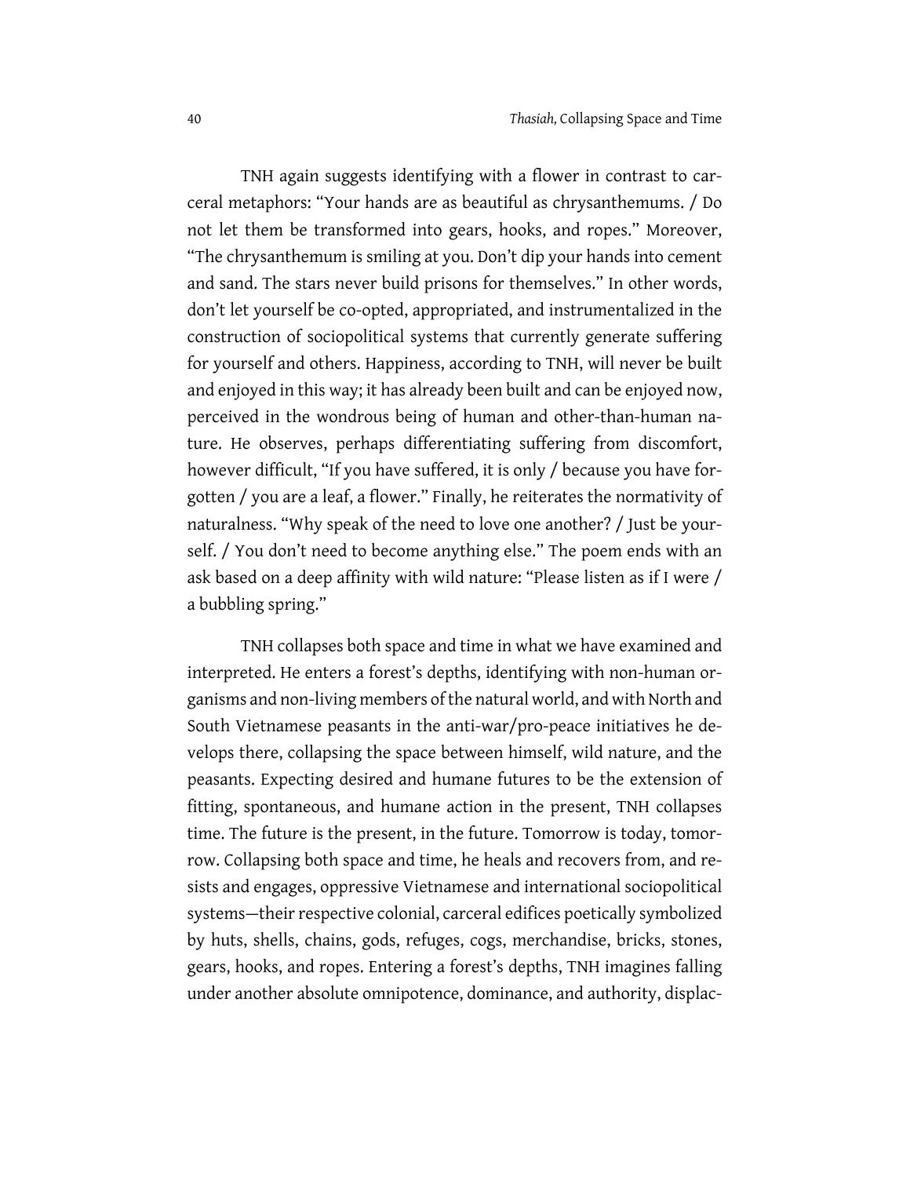TNH again suggests identifying with a flower in contrast to carceral metaphors: "Your hands are as beautiful as chrysanthemums. / Do not let them be transformed into gears, hooks, and ropes." Moreover, "The chrysanthemum is smiling at you. Don't dip your hands into cement and sand. The stars never build prisons for themselves." In other words, don't let yourself be co-opted, appropriated, and instrumentalized in the construction of sociopolitical systems that currently generate suffering for yourself and others. Happiness, according to TNH, will never be built and enjoyed in this way; it has already been built and can be enjoyed now, perceived in the wondrous being of human and other-than-human nature. He observes, perhaps differentiating suffering from discomfort, however difficult, "If you have suffered, it is only / because you have forgotten / you are a leaf, a flower." Finally, he reiterates the normativity of naturalness. "Why speak of the need to love one another? / Just be yourself. / You don't need to become anything else." The poem ends with an ask based on a deep affinity with wild nature: "Please listen as if I were / a bubbling spring."

TNH collapses both space and time in what we have examined and interpreted. He enters a forest's depths, identifying with non-human organisms and non-living members of the natural world, and with North and South Vietnamese peasants in the anti-war/pro-peace initiatives he develops there, collapsing the space between himself, wild nature, and the peasants. Expecting desired and humane futures to be the extension of fitting, spontaneous, and humane action in the present, TNH collapses time. The future is the present, in the future. Tomorrow is today, tomorrow. Collapsing both space and time, he heals and recovers from, and resists and engages, oppressive Vietnamese and international sociopolitical systems—their respective colonial, carceral edifices poetically symbolized by huts, shells, chains, gods, refuges, cogs, merchandise, bricks, stones, gears, hooks, and ropes. Entering a forest's depths, TNH imagines falling under another absolute omnipotence, dominance, and authority, displac-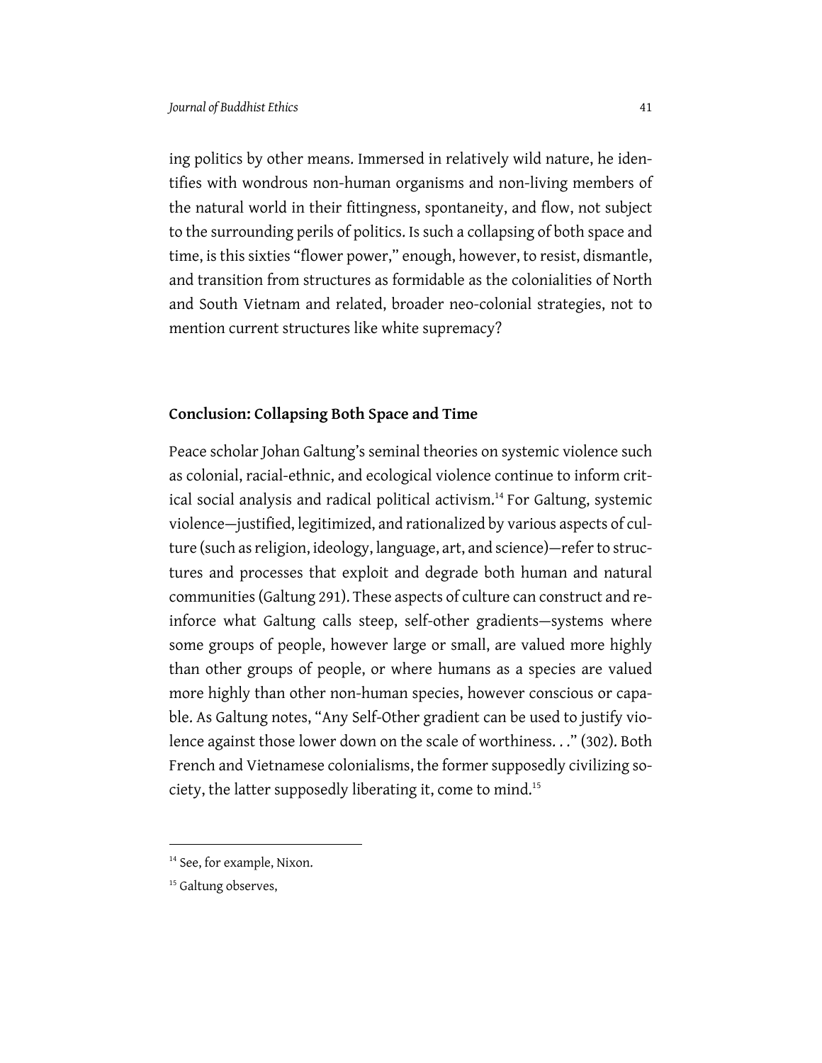ing politics by other means. Immersed in relatively wild nature, he identifies with wondrous non-human organisms and non-living members of the natural world in their fittingness, spontaneity, and flow, not subject to the surrounding perils of politics. Is such a collapsing of both space and time, is this sixties "flower power," enough, however, to resist, dismantle, and transition from structures as formidable as the colonialities of North and South Vietnam and related, broader neo-colonial strategies, not to mention current structures like white supremacy?

## Conclusion: Collapsing Both Space and Time

Peace scholar Johan Galtung's seminal theories on systemic violence such as colonial, racial-ethnic, and ecological violence continue to inform critical social analysis and radical political activism.[14] For Galtung, systemic violence—justified, legitimized, and rationalized by various aspects of culture (such as religion, ideology, language, art, and science)—refer to structures and processes that exploit and degrade both human and natural communities (Galtung 291). These aspects of culture can construct and reinforce what Galtung calls steep, self-other gradients—systems where some groups of people, however large or small, are valued more highly than other groups of people, or where humans as a species are valued more highly than other non-human species, however conscious or capable. As Galtung notes, "Any Self-Other gradient can be used to justify violence against those lower down on the scale of worthiness. . ." (302). Both French and Vietnamese colonialisms, the former supposedly civilizing society, the latter supposedly liberating it, come to mind.[15]

---

[14] See, for example, Nixon.

[15] Galtung observes,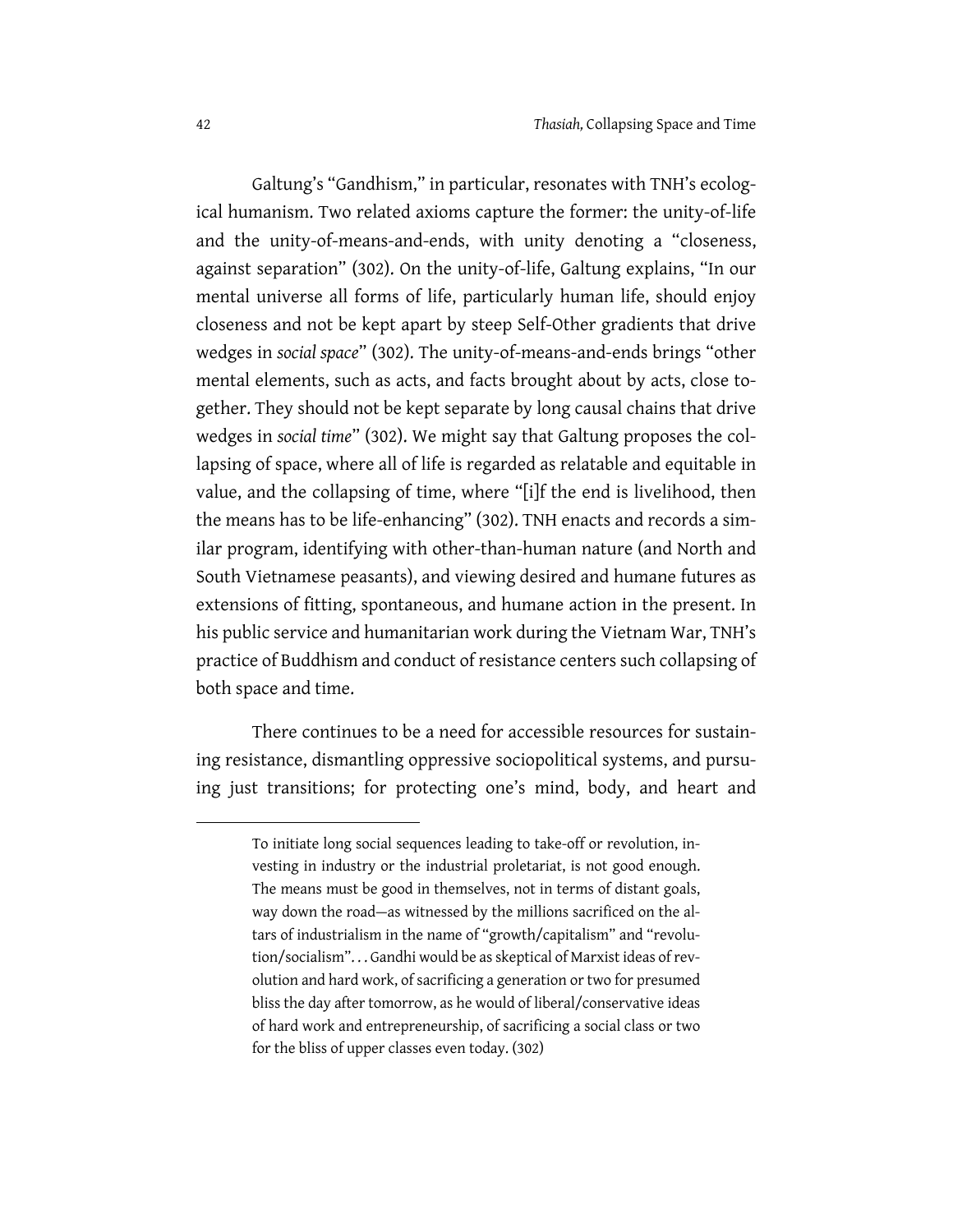Galtung's "Gandhism," in particular, resonates with TNH's ecological humanism. Two related axioms capture the former: the unity-of-life and the unity-of-means-and-ends, with unity denoting a "closeness, against separation" (302). On the unity-of-life, Galtung explains, "In our mental universe all forms of life, particularly human life, should enjoy closeness and not be kept apart by steep Self-Other gradients that drive wedges in *social space*" (302). The unity-of-means-and-ends brings "other mental elements, such as acts, and facts brought about by acts, close together. They should not be kept separate by long causal chains that drive wedges in *social time*" (302). We might say that Galtung proposes the collapsing of space, where all of life is regarded as relatable and equitable in value, and the collapsing of time, where "[i]f the end is livelihood, then the means has to be life-enhancing" (302). TNH enacts and records a similar program, identifying with other-than-human nature (and North and South Vietnamese peasants), and viewing desired and humane futures as extensions of fitting, spontaneous, and humane action in the present. In his public service and humanitarian work during the Vietnam War, TNH's practice of Buddhism and conduct of resistance centers such collapsing of both space and time.

There continues to be a need for accessible resources for sustaining resistance, dismantling oppressive sociopolitical systems, and pursuing just transitions; for protecting one's mind, body, and heart and

---

> To initiate long social sequences leading to take-off or revolution, investing in industry or the industrial proletariat, is not good enough. The means must be good in themselves, not in terms of distant goals, way down the road—as witnessed by the millions sacrificed on the altars of industrialism in the name of "growth/capitalism" and "revolution/socialism". . . Gandhi would be as skeptical of Marxist ideas of revolution and hard work, of sacrificing a generation or two for presumed bliss the day after tomorrow, as he would of liberal/conservative ideas of hard work and entrepreneurship, of sacrificing a social class or two for the bliss of upper classes even today. (302)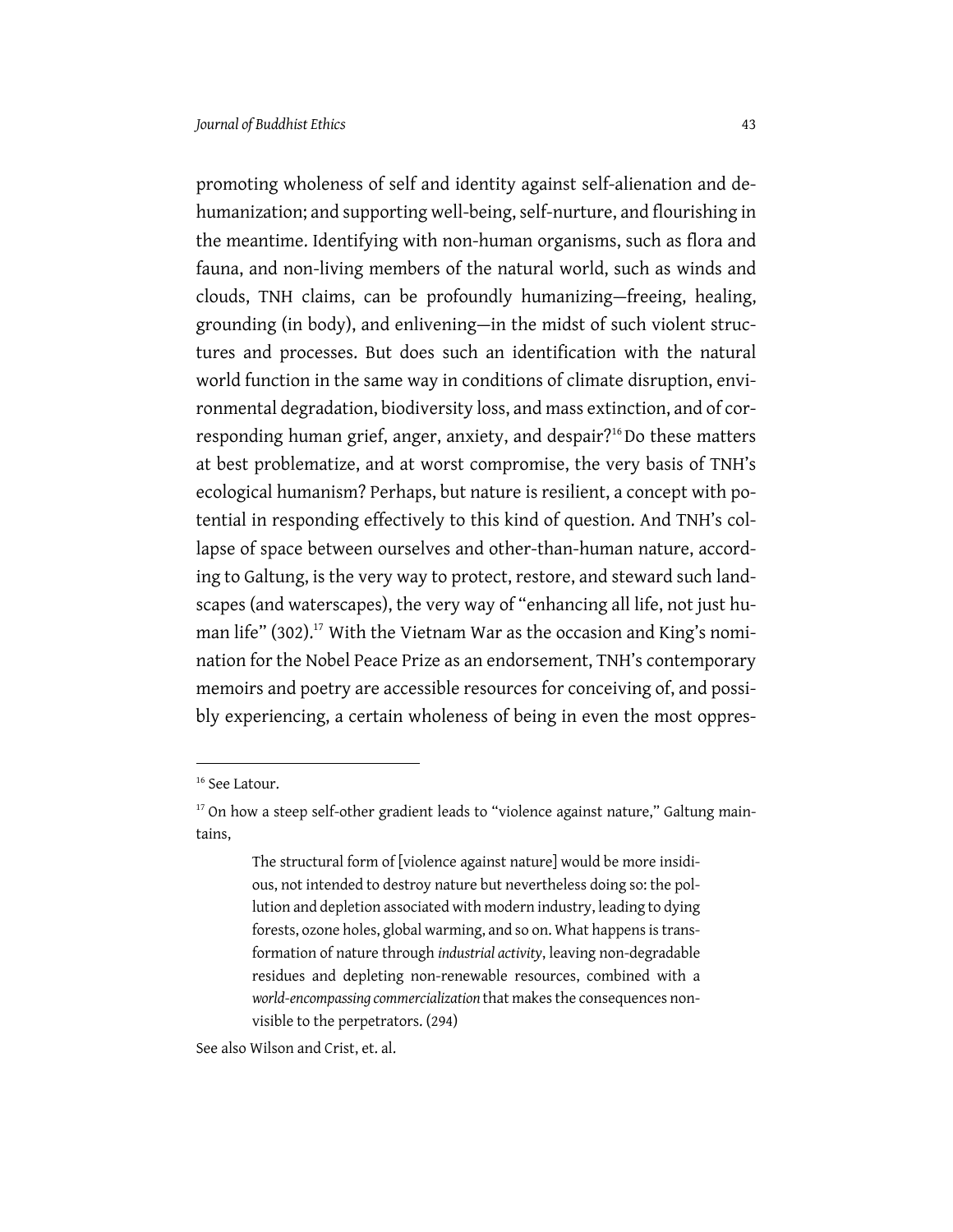promoting wholeness of self and identity against self-alienation and dehumanization; and supporting well-being, self-nurture, and flourishing in the meantime. Identifying with non-human organisms, such as flora and fauna, and non-living members of the natural world, such as winds and clouds, TNH claims, can be profoundly humanizing—freeing, healing, grounding (in body), and enlivening—in the midst of such violent structures and processes. But does such an identification with the natural world function in the same way in conditions of climate disruption, environmental degradation, biodiversity loss, and mass extinction, and of corresponding human grief, anger, anxiety, and despair?[16] Do these matters at best problematize, and at worst compromise, the very basis of TNH's ecological humanism? Perhaps, but nature is resilient, a concept with potential in responding effectively to this kind of question. And TNH's collapse of space between ourselves and other-than-human nature, according to Galtung, is the very way to protect, restore, and steward such landscapes (and waterscapes), the very way of "enhancing all life, not just human life" (302).[17] With the Vietnam War as the occasion and King's nomination for the Nobel Peace Prize as an endorsement, TNH's contemporary memoirs and poetry are accessible resources for conceiving of, and possibly experiencing, a certain wholeness of being in even the most oppres-

---

[16] See Latour.

[17] On how a steep self-other gradient leads to "violence against nature," Galtung maintains,

> The structural form of [violence against nature] would be more insidious, not intended to destroy nature but nevertheless doing so: the pollution and depletion associated with modern industry, leading to dying forests, ozone holes, global warming, and so on. What happens is transformation of nature through *industrial activity*, leaving non-degradable residues and depleting non-renewable resources, combined with a *world-encompassing commercialization* that makes the consequences non-visible to the perpetrators. (294)

See also Wilson and Crist, et. al.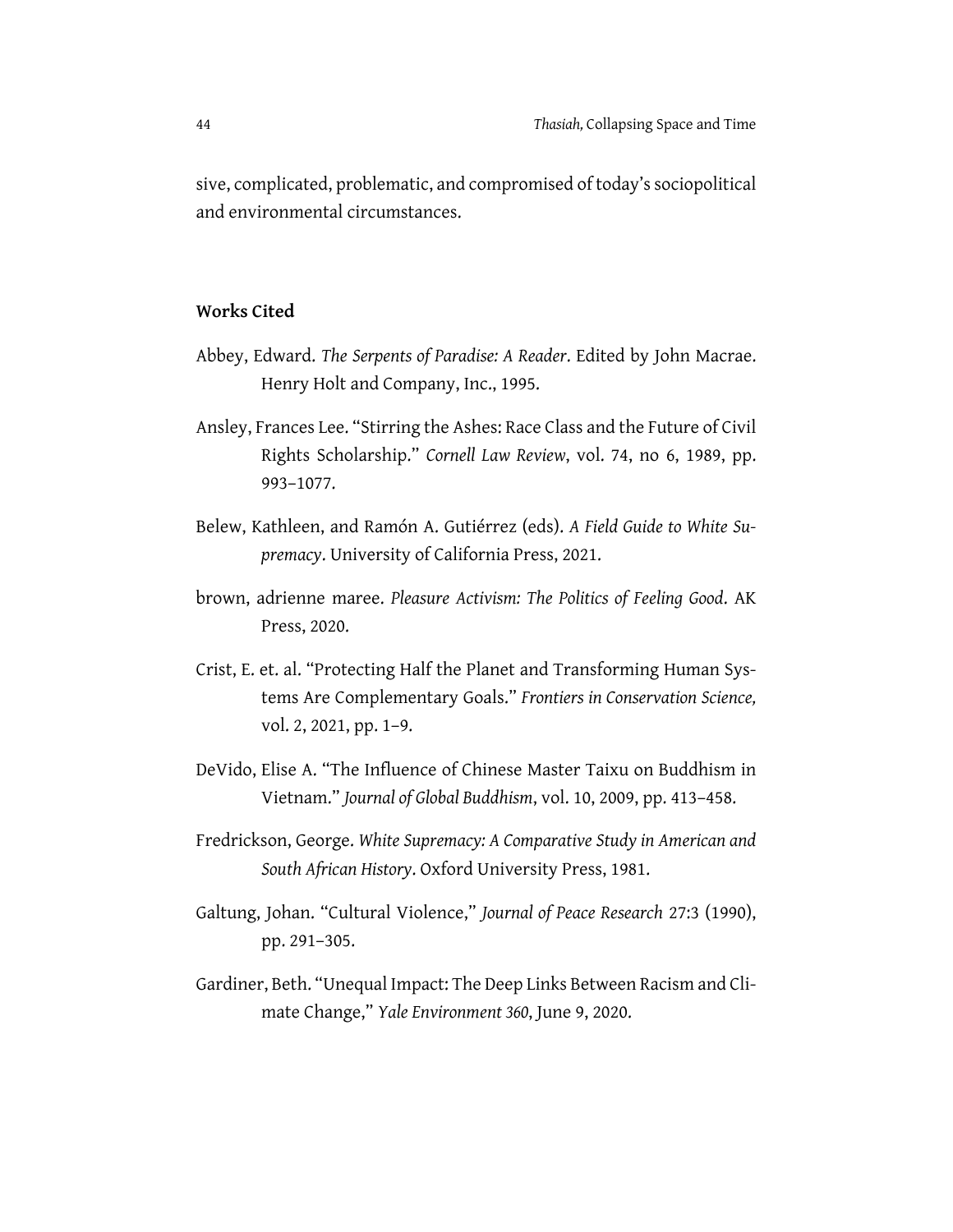sive, complicated, problematic, and compromised of today's sociopolitical and environmental circumstances.

## Works Cited

Abbey, Edward. *The Serpents of Paradise: A Reader*. Edited by John Macrae. Henry Holt and Company, Inc., 1995.

Ansley, Frances Lee. "Stirring the Ashes: Race Class and the Future of Civil Rights Scholarship." *Cornell Law Review*, vol. 74, no 6, 1989, pp. 993–1077.

Belew, Kathleen, and Ramón A. Gutiérrez (eds). *A Field Guide to White Supremacy*. University of California Press, 2021.

brown, adrienne maree. *Pleasure Activism: The Politics of Feeling Good*. AK Press, 2020.

Crist, E. et. al. "Protecting Half the Planet and Transforming Human Systems Are Complementary Goals." *Frontiers in Conservation Science,* vol. 2, 2021, pp. 1–9.

DeVido, Elise A. "The Influence of Chinese Master Taixu on Buddhism in Vietnam." *Journal of Global Buddhism*, vol. 10, 2009, pp. 413–458.

Fredrickson, George. *White Supremacy: A Comparative Study in American and South African History*. Oxford University Press, 1981.

Galtung, Johan. "Cultural Violence," *Journal of Peace Research* 27:3 (1990), pp. 291–305.

Gardiner, Beth. "Unequal Impact: The Deep Links Between Racism and Climate Change," *Yale Environment 360*, June 9, 2020.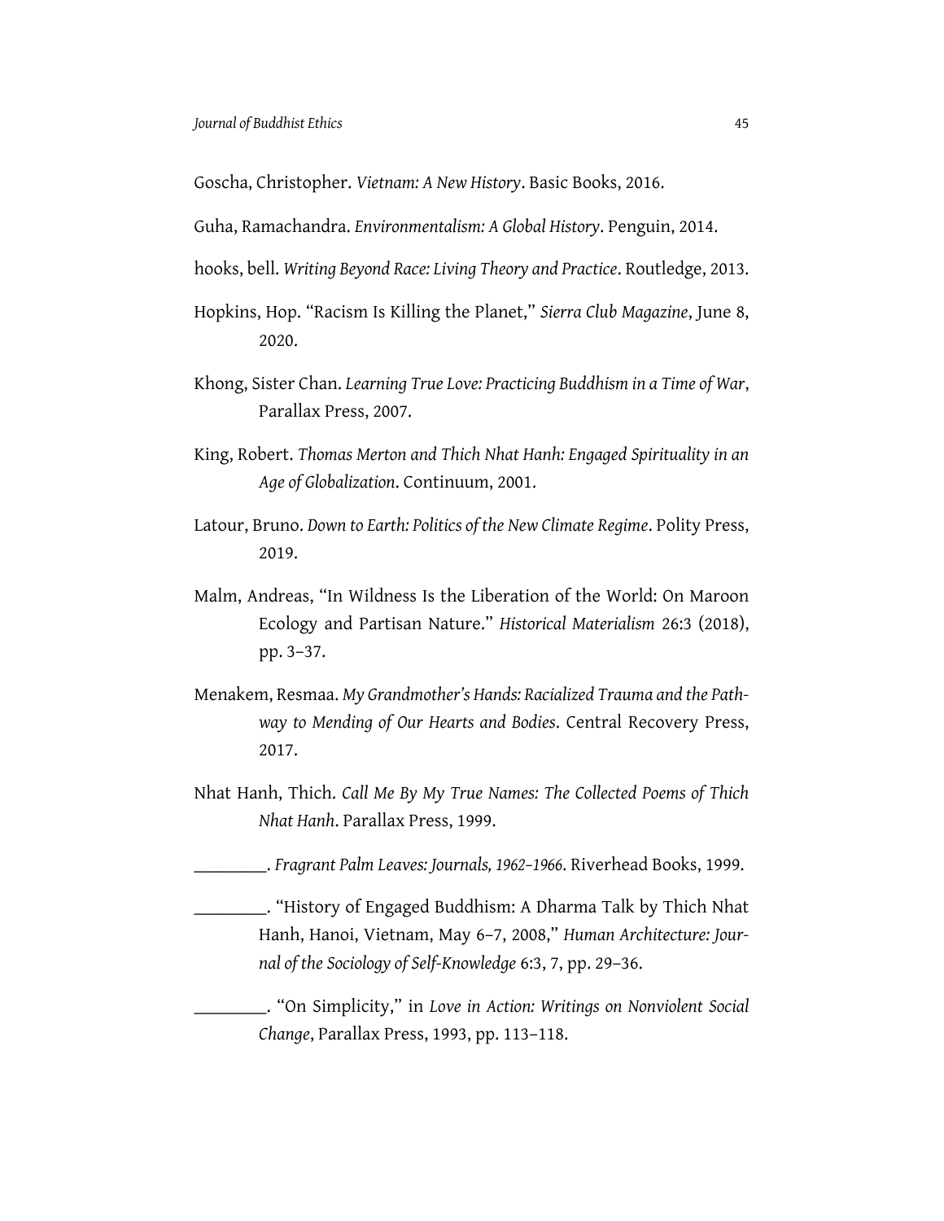Goscha, Christopher. *Vietnam: A New History*. Basic Books, 2016.

Guha, Ramachandra. *Environmentalism: A Global History*. Penguin, 2014.

hooks, bell. *Writing Beyond Race: Living Theory and Practice*. Routledge, 2013.

Hopkins, Hop. "Racism Is Killing the Planet," *Sierra Club Magazine*, June 8, 2020.

Khong, Sister Chan. *Learning True Love: Practicing Buddhism in a Time of War*, Parallax Press, 2007.

King, Robert. *Thomas Merton and Thich Nhat Hanh: Engaged Spirituality in an Age of Globalization*. Continuum, 2001.

Latour, Bruno. *Down to Earth: Politics of the New Climate Regime*. Polity Press, 2019.

Malm, Andreas, "In Wildness Is the Liberation of the World: On Maroon Ecology and Partisan Nature." *Historical Materialism* 26:3 (2018), pp. 3–37.

Menakem, Resmaa. *My Grandmother's Hands: Racialized Trauma and the Pathway to Mending of Our Hearts and Bodies*. Central Recovery Press, 2017.

Nhat Hanh, Thich. *Call Me By My True Names: The Collected Poems of Thich Nhat Hanh*. Parallax Press, 1999.

________. *Fragrant Palm Leaves: Journals, 1962–1966*. Riverhead Books, 1999.

________. "History of Engaged Buddhism: A Dharma Talk by Thich Nhat Hanh, Hanoi, Vietnam, May 6–7, 2008," *Human Architecture: Journal of the Sociology of Self-Knowledge* 6:3, 7, pp. 29–36.

________. "On Simplicity," in *Love in Action: Writings on Nonviolent Social Change*, Parallax Press, 1993, pp. 113–118.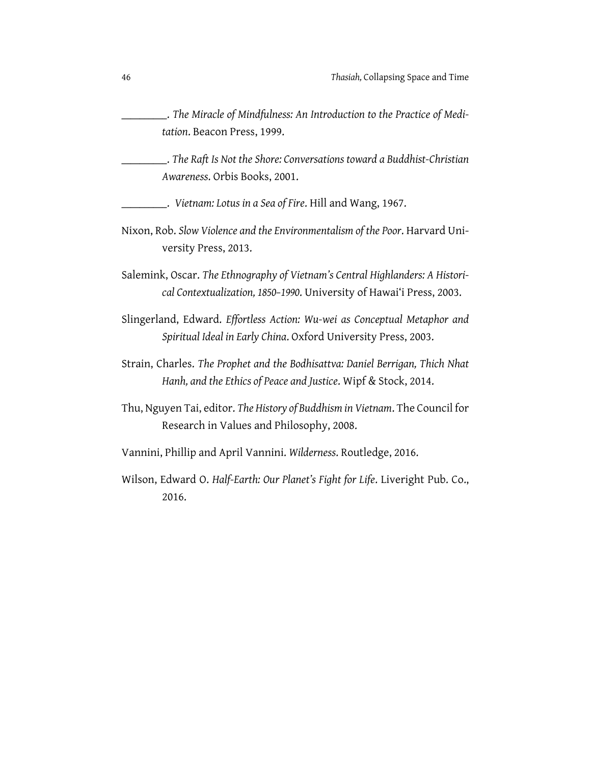________. *The Miracle of Mindfulness: An Introduction to the Practice of Meditation*. Beacon Press, 1999.

________. *The Raft Is Not the Shore: Conversations toward a Buddhist-Christian Awareness*. Orbis Books, 2001.

________. *Vietnam: Lotus in a Sea of Fire*. Hill and Wang, 1967.

Nixon, Rob. *Slow Violence and the Environmentalism of the Poor*. Harvard University Press, 2013.

Salemink, Oscar. *The Ethnography of Vietnam's Central Highlanders: A Historical Contextualization, 1850–1990*. University of Hawai'i Press, 2003.

Slingerland, Edward. *Effortless Action: Wu-wei as Conceptual Metaphor and Spiritual Ideal in Early China*. Oxford University Press, 2003.

Strain, Charles. *The Prophet and the Bodhisattva: Daniel Berrigan, Thich Nhat Hanh, and the Ethics of Peace and Justice*. Wipf & Stock, 2014.

Thu, Nguyen Tai, editor. *The History of Buddhism in Vietnam*. The Council for Research in Values and Philosophy, 2008.

Vannini, Phillip and April Vannini. *Wilderness*. Routledge, 2016.

Wilson, Edward O. *Half-Earth: Our Planet's Fight for Life*. Liveright Pub. Co., 2016.